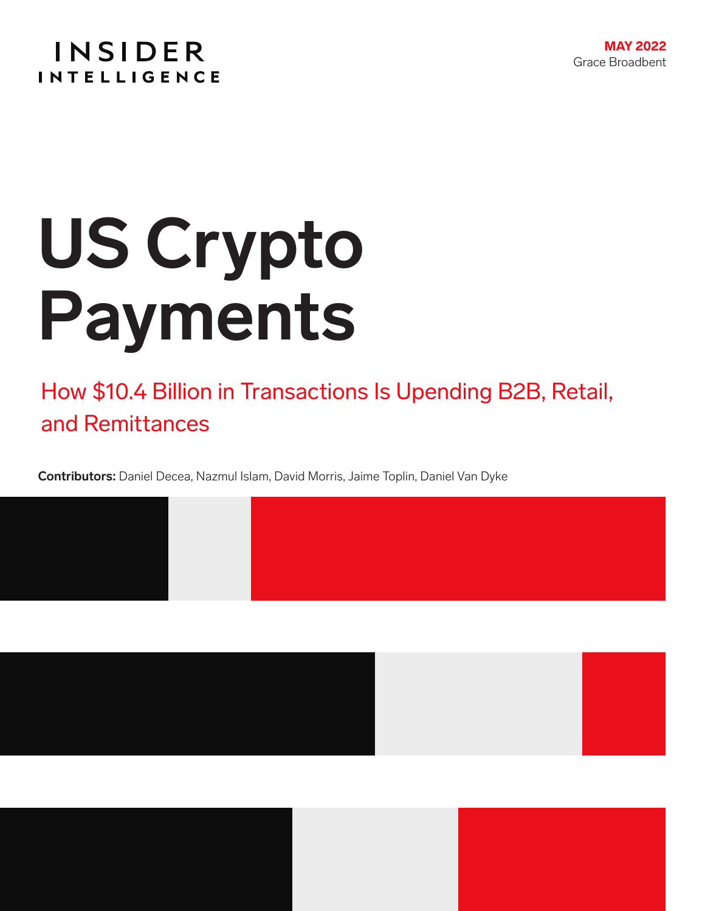INSIDER INTELLIGENCE

**MAY 2022**
Grace Broadbent

# US Crypto Payments

## How $10.4 Billion in Transactions Is Upending B2B, Retail, and Remittances

**Contributors:** Daniel Decea, Nazmul Islam, David Morris, Jaime Toplin, Daniel Van Dyke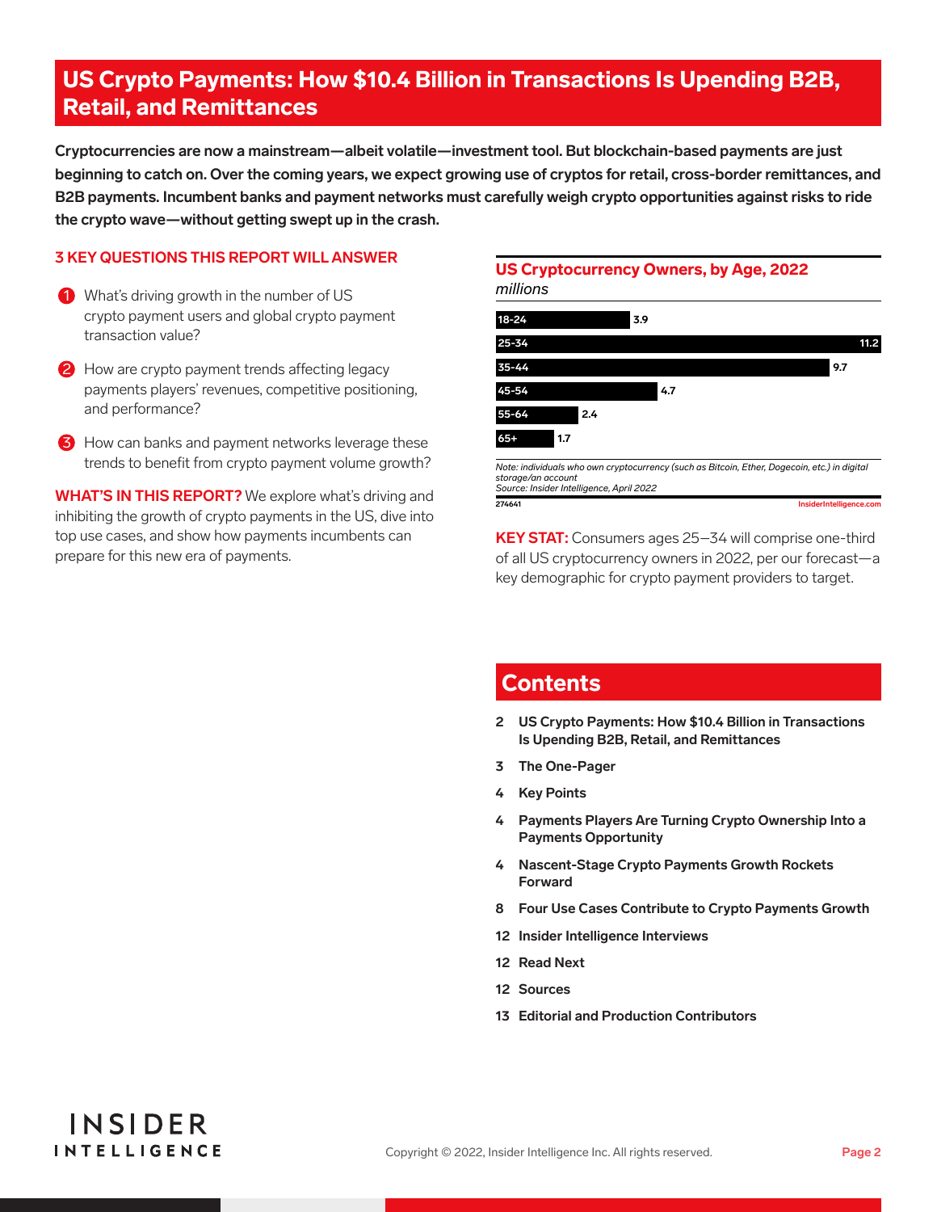# US Crypto Payments: How $10.4 Billion in Transactions Is Upending B2B, Retail, and Remittances

**Cryptocurrencies are now a mainstream—albeit volatile—investment tool. But blockchain-based payments are just beginning to catch on. Over the coming years, we expect growing use of cryptos for retail, cross-border remittances, and B2B payments. Incumbent banks and payment networks must carefully weigh crypto opportunities against risks to ride the crypto wave—without getting swept up in the crash.**

## 3 KEY QUESTIONS THIS REPORT WILL ANSWER

1. What's driving growth in the number of US crypto payment users and global crypto payment transaction value?
2. How are crypto payment trends affecting legacy payments players' revenues, competitive positioning, and performance?
3. How can banks and payment networks leverage these trends to benefit from crypto payment volume growth?

**WHAT'S IN THIS REPORT?** We explore what's driving and inhibiting the growth of crypto payments in the US, dive into top use cases, and show how payments incumbents can prepare for this new era of payments.

**US Cryptocurrency Owners, by Age, 2022**
*millions*

18-24 3.9
25-34 11.2
35-44 9.7
45-54 4.7
55-64 2.4
65+ 1.7

*Note: individuals who own cryptocurrency (such as Bitcoin, Ether, Dogecoin, etc.) in digital storage/an account*
*Source: Insider Intelligence, April 2022*
274641 InsiderIntelligence.com

**KEY STAT:** Consumers ages 25—34 will comprise one-third of all US cryptocurrency owners in 2022, per our forecast—a key demographic for crypto payment providers to target.

## Contents

- 2 US Crypto Payments: How $10.4 Billion in Transactions Is Upending B2B, Retail, and Remittances
- 3 The One-Pager
- 4 Key Points
- 4 Payments Players Are Turning Crypto Ownership Into a Payments Opportunity
- 4 Nascent-Stage Crypto Payments Growth Rockets Forward
- 8 Four Use Cases Contribute to Crypto Payments Growth
- 12 Insider Intelligence Interviews
- 12 Read Next
- 12 Sources
- 13 Editorial and Production Contributors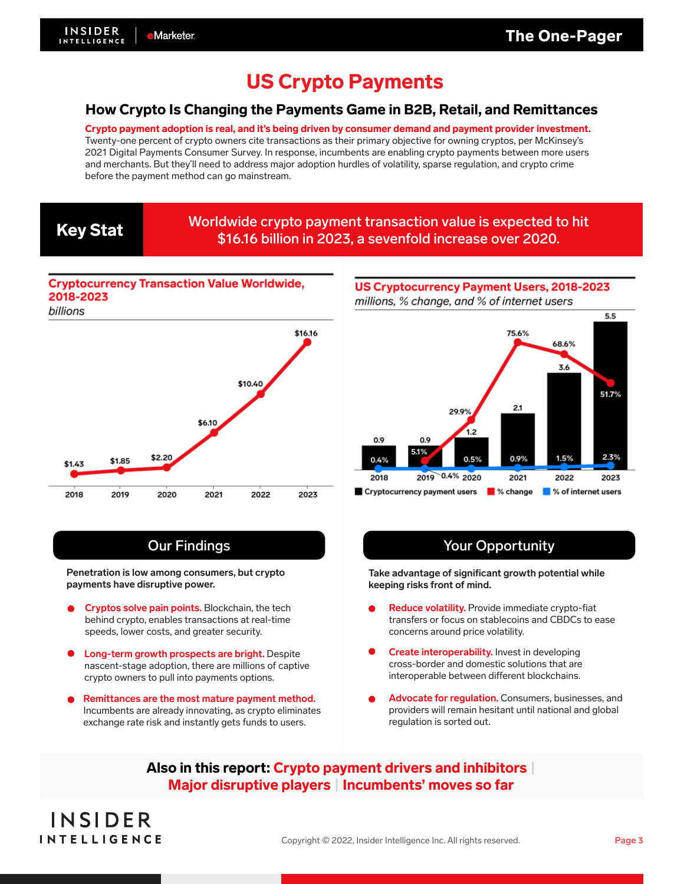# US Crypto Payments

## How Crypto Is Changing the Payments Game in B2B, Retail, and Remittances

**Crypto payment adoption is real, and it's being driven by consumer demand and payment provider investment.** Twenty-one percent of crypto owners cite transactions as their primary objective for owning cryptos, per McKinsey's 2021 Digital Payments Consumer Survey. In response, incumbents are enabling crypto payments between more users and merchants. But they'll need to address major adoption hurdles of volatility, sparse regulation, and crypto crime before the payment method can go mainstream.

**Key Stat**

Worldwide crypto payment transaction value is expected to hit $16.16 billion in 2023, a sevenfold increase over 2020.

**Cryptocurrency Transaction Value Worldwide, 2018-2023**
*billions*

$1.43
$1.85
$2.20
$6.10
$10.40
$16.16

2018
2019
2020
2021
2022
2023

**US Cryptocurrency Payment Users, 2018-2023**
*millions, % change, and % of internet users*

0.9
0.9
1.2
2.1
3.6
5.5

0.4%
5.1%
29.9%
75.6%
68.6%
51.7%

0.4%
0.5%
0.9%
1.5%
2.3%

2018
2019
2020
2021
2022
2023

Cryptocurrency payment users
% change
% of internet users

## Our Findings

**Penetration is low among consumers, but crypto payments have disruptive power.**

- **Cryptos solve pain points.** Blockchain, the tech behind crypto, enables transactions at real-time speeds, lower costs, and greater security.
- **Long-term growth prospects are bright.** Despite nascent-stage adoption, there are millions of captive crypto owners to pull into payments options.
- **Remittances are the most mature payment method.** Incumbents are already innovating, as crypto eliminates exchange rate risk and instantly gets funds to users.

## Your Opportunity

**Take advantage of significant growth potential while keeping risks front of mind.**

- **Reduce volatility.** Provide immediate crypto-fiat transfers or focus on stablecoins and CBDCs to ease concerns around price volatility.
- **Create interoperability.** Invest in developing cross-border and domestic solutions that are interoperable between different blockchains.
- **Advocate for regulation.** Consumers, businesses, and providers will remain hesitant until national and global regulation is sorted out.

**Also in this report:** Crypto payment drivers and inhibitors | Major disruptive players | Incumbents' moves so far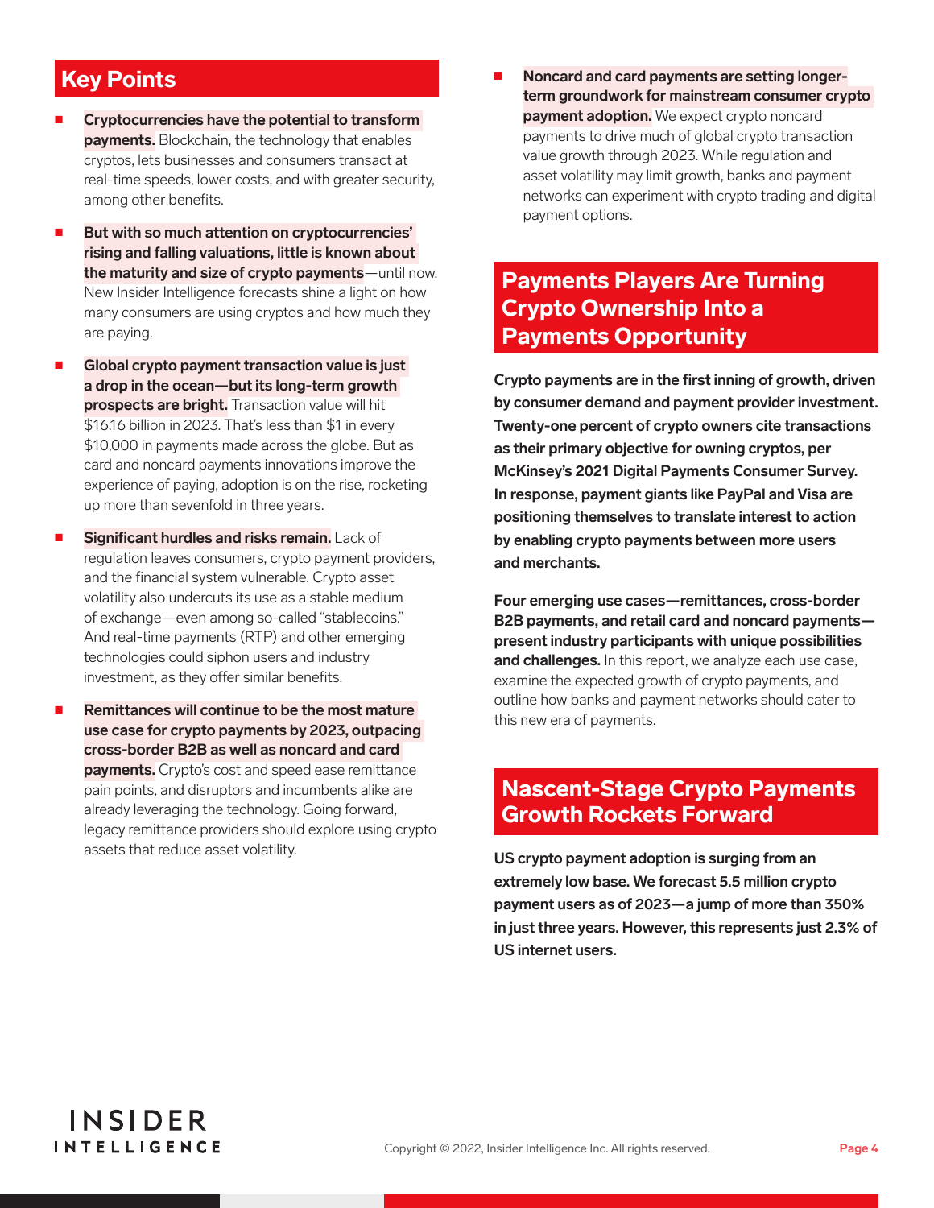## Key Points

- **Cryptocurrencies have the potential to transform payments.** Blockchain, the technology that enables cryptos, lets businesses and consumers transact at real-time speeds, lower costs, and with greater security, among other benefits.
- **But with so much attention on cryptocurrencies' rising and falling valuations, little is known about the maturity and size of crypto payments**—until now. New Insider Intelligence forecasts shine a light on how many consumers are using cryptos and how much they are paying.
- **Global crypto payment transaction value is just a drop in the ocean—but its long-term growth prospects are bright.** Transaction value will hit $16.16 billion in 2023. That's less than $1 in every $10,000 in payments made across the globe. But as card and noncard payments innovations improve the experience of paying, adoption is on the rise, rocketing up more than sevenfold in three years.
- **Significant hurdles and risks remain.** Lack of regulation leaves consumers, crypto payment providers, and the financial system vulnerable. Crypto asset volatility also undercuts its use as a stable medium of exchange—even among so-called "stablecoins." And real-time payments (RTP) and other emerging technologies could siphon users and industry investment, as they offer similar benefits.
- **Remittances will continue to be the most mature use case for crypto payments by 2023, outpacing cross-border B2B as well as noncard and card payments.** Crypto's cost and speed ease remittance pain points, and disruptors and incumbents alike are already leveraging the technology. Going forward, legacy remittance providers should explore using crypto assets that reduce asset volatility.
- **Noncard and card payments are setting longer-term groundwork for mainstream consumer crypto payment adoption.** We expect crypto noncard payments to drive much of global crypto transaction value growth through 2023. While regulation and asset volatility may limit growth, banks and payment networks can experiment with crypto trading and digital payment options.

## Payments Players Are Turning Crypto Ownership Into a Payments Opportunity

**Crypto payments are in the first inning of growth, driven by consumer demand and payment provider investment. Twenty-one percent of crypto owners cite transactions as their primary objective for owning cryptos, per McKinsey's 2021 Digital Payments Consumer Survey. In response, payment giants like PayPal and Visa are positioning themselves to translate interest to action by enabling crypto payments between more users and merchants.**

**Four emerging use cases—remittances, cross-border B2B payments, and retail card and noncard payments—present industry participants with unique possibilities and challenges.** In this report, we analyze each use case, examine the expected growth of crypto payments, and outline how banks and payment networks should cater to this new era of payments.

## Nascent-Stage Crypto Payments Growth Rockets Forward

**US crypto payment adoption is surging from an extremely low base. We forecast 5.5 million crypto payment users as of 2023—a jump of more than 350% in just three years. However, this represents just 2.3% of US internet users.**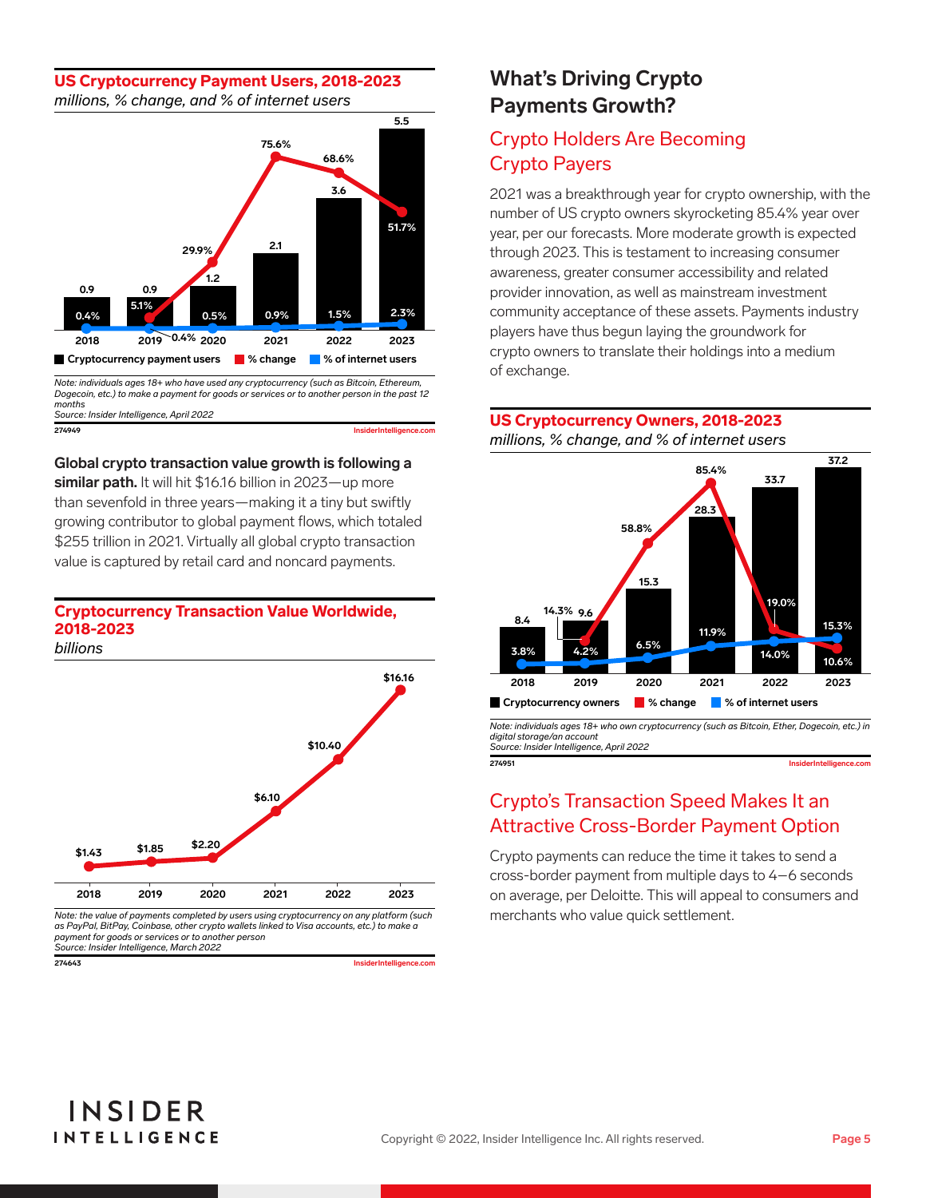### US Cryptocurrency Payment Users, 2018-2023

*millions, % change, and % of internet users*

0.9
0.4%
2018

0.9
5.1%
2019
-0.4%

1.2
29.9%
0.5%
2020

2.1
75.6%
0.9%
2021

3.6
68.6%
1.5%
2022

5.5
51.7%
2.3%
2023

■ Cryptocurrency payment users ■ % change ■ % of internet users

*Note: individuals ages 18+ who have used any cryptocurrency (such as Bitcoin, Ethereum, Dogecoin, etc.) to make a payment for goods or services or to another person in the past 12 months*
*Source: Insider Intelligence, April 2022*

274949 InsiderIntelligence.com

**Global crypto transaction value growth is following a similar path.** It will hit $16.16 billion in 2023—up more than sevenfold in three years—making it a tiny but swiftly growing contributor to global payment flows, which totaled $255 trillion in 2021. Virtually all global crypto transaction value is captured by retail card and noncard payments.

### Cryptocurrency Transaction Value Worldwide, 2018-2023

*billions*

$1.43
2018

$1.85
2019

$2.20
2020

$6.10
2021

$10.40
2022

$16.16
2023

*Note: the value of payments completed by users using cryptocurrency on any platform (such as PayPal, BitPay, Coinbase, other crypto wallets linked to Visa accounts, etc.) to make a payment for goods or services or to another person*
*Source: Insider Intelligence, March 2022*

274643 InsiderIntelligence.com

## What's Driving Crypto Payments Growth?

### Crypto Holders Are Becoming Crypto Payers

2021 was a breakthrough year for crypto ownership, with the number of US crypto owners skyrocketing 85.4% year over year, per our forecasts. More moderate growth is expected through 2023. This is testament to increasing consumer awareness, greater consumer accessibility and related provider innovation, as well as mainstream investment community acceptance of these assets. Payments industry players have thus begun laying the groundwork for crypto owners to translate their holdings into a medium of exchange.

### US Cryptocurrency Owners, 2018-2023

*millions, % change, and % of internet users*

8.4
3.8%
2018

9.6
14.3%
4.2%
2019

15.3
58.8%
6.5%
2020

28.3
85.4%
11.9%
2021

33.7
19.0%
14.0%
2022

37.2
15.3%
10.6%
2023

■ Cryptocurrency owners ■ % change ■ % of internet users

*Note: individuals ages 18+ who own cryptocurrency (such as Bitcoin, Ether, Dogecoin, etc.) in digital storage/an account*
*Source: Insider Intelligence, April 2022*

274951 InsiderIntelligence.com

### Crypto's Transaction Speed Makes It an Attractive Cross-Border Payment Option

Crypto payments can reduce the time it takes to send a cross-border payment from multiple days to 4–6 seconds on average, per Deloitte. This will appeal to consumers and merchants who value quick settlement.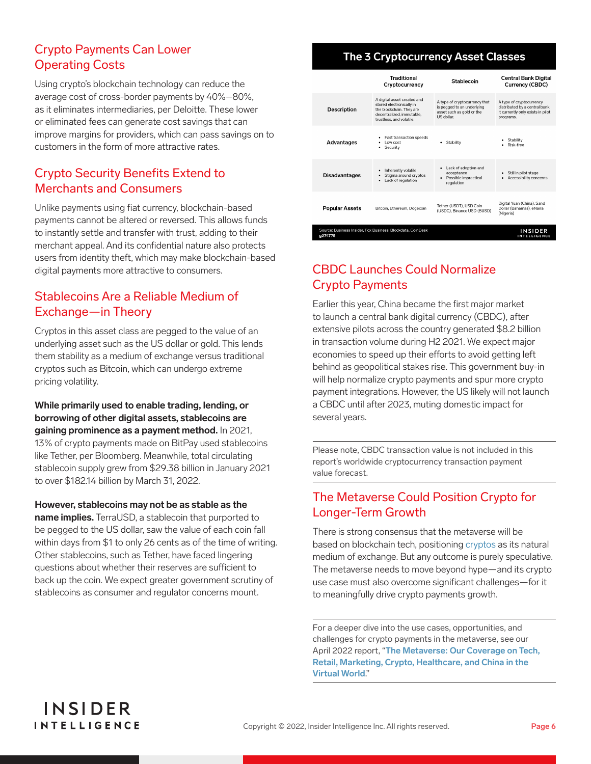## Crypto Payments Can Lower Operating Costs

Using crypto's blockchain technology can reduce the average cost of cross-border payments by 40%—80%, as it eliminates intermediaries, per Deloitte. These lower or eliminated fees can generate cost savings that can improve margins for providers, which can pass savings on to customers in the form of more attractive rates.

## Crypto Security Benefits Extend to Merchants and Consumers

Unlike payments using fiat currency, blockchain-based payments cannot be altered or reversed. This allows funds to instantly settle and transfer with trust, adding to their merchant appeal. And its confidential nature also protects users from identity theft, which may make blockchain-based digital payments more attractive to consumers.

## Stablecoins Are a Reliable Medium of Exchange—in Theory

Cryptos in this asset class are pegged to the value of an underlying asset such as the US dollar or gold. This lends them stability as a medium of exchange versus traditional cryptos such as Bitcoin, which can undergo extreme pricing volatility.

**While primarily used to enable trading, lending, or borrowing of other digital assets, stablecoins are gaining prominence as a payment method.** In 2021, 13% of crypto payments made on BitPay used stablecoins like Tether, per Bloomberg. Meanwhile, total circulating stablecoin supply grew from $29.38 billion in January 2021 to over $182.14 billion by March 31, 2022.

**However, stablecoins may not be as stable as the name implies.** TerraUSD, a stablecoin that purported to be pegged to the US dollar, saw the value of each coin fall within days from $1 to only 26 cents as of the time of writing. Other stablecoins, such as Tether, have faced lingering questions about whether their reserves are sufficient to back up the coin. We expect greater government scrutiny of stablecoins as consumer and regulator concerns mount.

### The 3 Cryptocurrency Asset Classes

| | Traditional Cryptocurrency | Stablecoin | Central Bank Digital Currency (CBDC) |
|---|---|---|---|
| Description | A digital asset created and stored electronically in the blockchain. They are decentralized, immutable, trustless, and volatile. | A type of cryptocurrency that is pegged to an underlying asset such as gold or the US dollar. | A type of cryptocurrency distributed by a central bank. It currently only exists in pilot programs. |
| Advantages | • Fast transaction speeds<br>• Low cost<br>• Security | • Stability | • Stability<br>• Risk-free |
| Disadvantages | • Inherently volatile<br>• Stigma around cryptos<br>• Lack of regulation | • Lack of adoption and acceptance<br>• Possible impractical regulation | • Still in pilot stage<br>• Accessibility concerns |
| Popular Assets | Bitcoin, Ethereum, Dogecoin | Tether (USDT), USD Coin (USDC), Binance USD (BUSD) | Digital Yuan (China), Sand Dollar (Bahamas), eNaira (Nigeria) |

Source: Business Insider, Fox Business, Blockdata, CoinDesk
g274775

## CBDC Launches Could Normalize Crypto Payments

Earlier this year, China became the first major market to launch a central bank digital currency (CBDC), after extensive pilots across the country generated $8.2 billion in transaction volume during H2 2021. We expect major economies to speed up their efforts to avoid getting left behind as geopolitical stakes rise. This government buy-in will help normalize crypto payments and spur more crypto payment integrations. However, the US likely will not launch a CBDC until after 2023, muting domestic impact for several years.

Please note, CBDC transaction value is not included in this report's worldwide cryptocurrency transaction payment value forecast.

## The Metaverse Could Position Crypto for Longer-Term Growth

There is strong consensus that the metaverse will be based on blockchain tech, positioning cryptos as its natural medium of exchange. But any outcome is purely speculative. The metaverse needs to move beyond hype—and its crypto use case must also overcome significant challenges—for it to meaningfully drive crypto payments growth.

For a deeper dive into the use cases, opportunities, and challenges for crypto payments in the metaverse, see our April 2022 report, "**The Metaverse: Our Coverage on Tech, Retail, Marketing, Crypto, Healthcare, and China in the Virtual World**."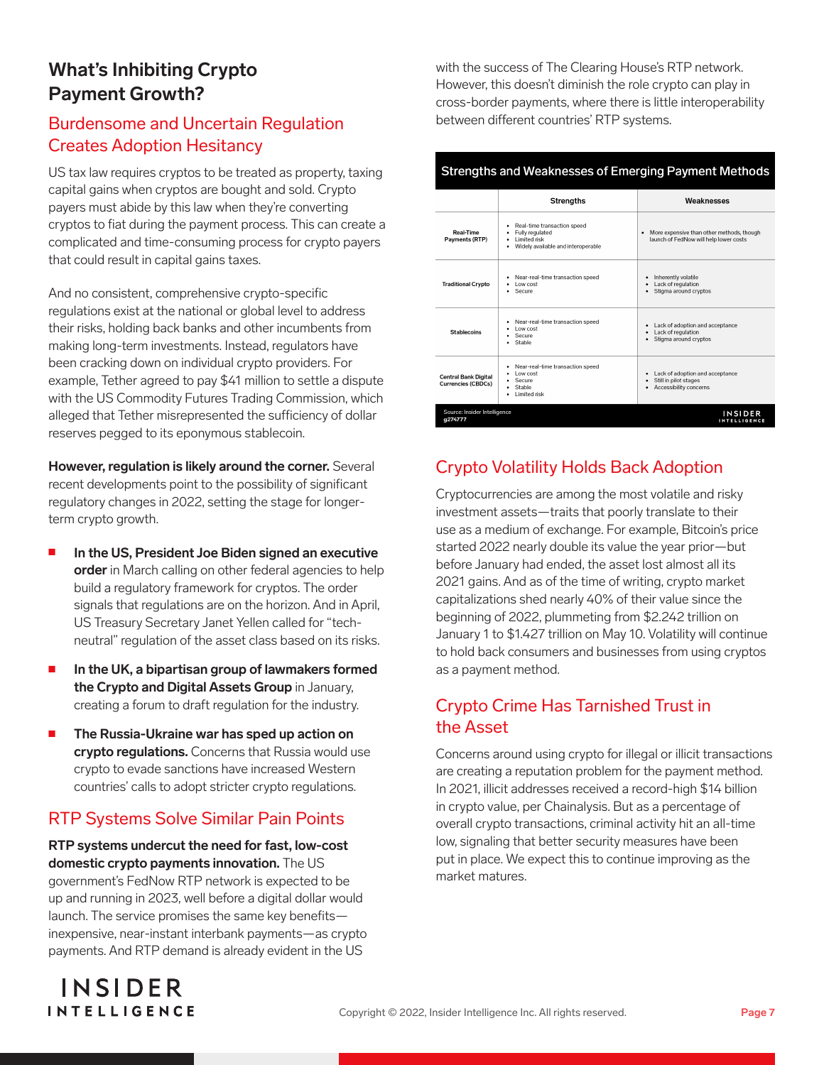## What's Inhibiting Crypto Payment Growth?

### Burdensome and Uncertain Regulation Creates Adoption Hesitancy

US tax law requires cryptos to be treated as property, taxing capital gains when cryptos are bought and sold. Crypto payers must abide by this law when they're converting cryptos to fiat during the payment process. This can create a complicated and time-consuming process for crypto payers that could result in capital gains taxes.

And no consistent, comprehensive crypto-specific regulations exist at the national or global level to address their risks, holding back banks and other incumbents from making long-term investments. Instead, regulators have been cracking down on individual crypto providers. For example, Tether agreed to pay $41 million to settle a dispute with the US Commodity Futures Trading Commission, which alleged that Tether misrepresented the sufficiency of dollar reserves pegged to its eponymous stablecoin.

**However, regulation is likely around the corner.** Several recent developments point to the possibility of significant regulatory changes in 2022, setting the stage for longer-term crypto growth.

- **In the US, President Joe Biden signed an executive order** in March calling on other federal agencies to help build a regulatory framework for cryptos. The order signals that regulations are on the horizon. And in April, US Treasury Secretary Janet Yellen called for "tech-neutral" regulation of the asset class based on its risks.
- **In the UK, a bipartisan group of lawmakers formed the Crypto and Digital Assets Group** in January, creating a forum to draft regulation for the industry.
- **The Russia-Ukraine war has sped up action on crypto regulations.** Concerns that Russia would use crypto to evade sanctions have increased Western countries' calls to adopt stricter crypto regulations.

### RTP Systems Solve Similar Pain Points

**RTP systems undercut the need for fast, low-cost domestic crypto payments innovation.** The US government's FedNow RTP network is expected to be up and running in 2023, well before a digital dollar would launch. The service promises the same key benefits—inexpensive, near-instant interbank payments—as crypto payments. And RTP demand is already evident in the US with the success of The Clearing House's RTP network. However, this doesn't diminish the role crypto can play in cross-border payments, where there is little interoperability between different countries' RTP systems.

**Strengths and Weaknesses of Emerging Payment Methods**

| | Strengths | Weaknesses |
|---|---|---|
| Real-Time Payments (RTP) | • Real-time transaction speed<br>• Fully regulated<br>• Limited risk<br>• Widely available and interoperable | • More expensive than other methods, though launch of FedNow will help lower costs |
| Traditional Crypto | • Near-real-time transaction speed<br>• Low cost<br>• Secure | • Inherently volatile<br>• Lack of regulation<br>• Stigma around cryptos |
| Stablecoins | • Near-real-time transaction speed<br>• Low cost<br>• Secure<br>• Stable | • Lack of adoption and acceptance<br>• Lack of regulation<br>• Stigma around cryptos |
| Central Bank Digital Currencies (CBDCs) | • Near-real-time transaction speed<br>• Low cost<br>• Secure<br>• Stable<br>• Limited risk | • Lack of adoption and acceptance<br>• Still in pilot stages<br>• Accessibility concerns |

Source: Insider Intelligence
g274777

### Crypto Volatility Holds Back Adoption

Cryptocurrencies are among the most volatile and risky investment assets—traits that poorly translate to their use as a medium of exchange. For example, Bitcoin's price started 2022 nearly double its value the year prior—but before January had ended, the asset lost almost all its 2021 gains. And as of the time of writing, crypto market capitalizations shed nearly 40% of their value since the beginning of 2022, plummeting from $2.242 trillion on January 1 to $1.427 trillion on May 10. Volatility will continue to hold back consumers and businesses from using cryptos as a payment method.

### Crypto Crime Has Tarnished Trust in the Asset

Concerns around using crypto for illegal or illicit transactions are creating a reputation problem for the payment method. In 2021, illicit addresses received a record-high $14 billion in crypto value, per Chainalysis. But as a percentage of overall crypto transactions, criminal activity hit an all-time low, signaling that better security measures have been put in place. We expect this to continue improving as the market matures.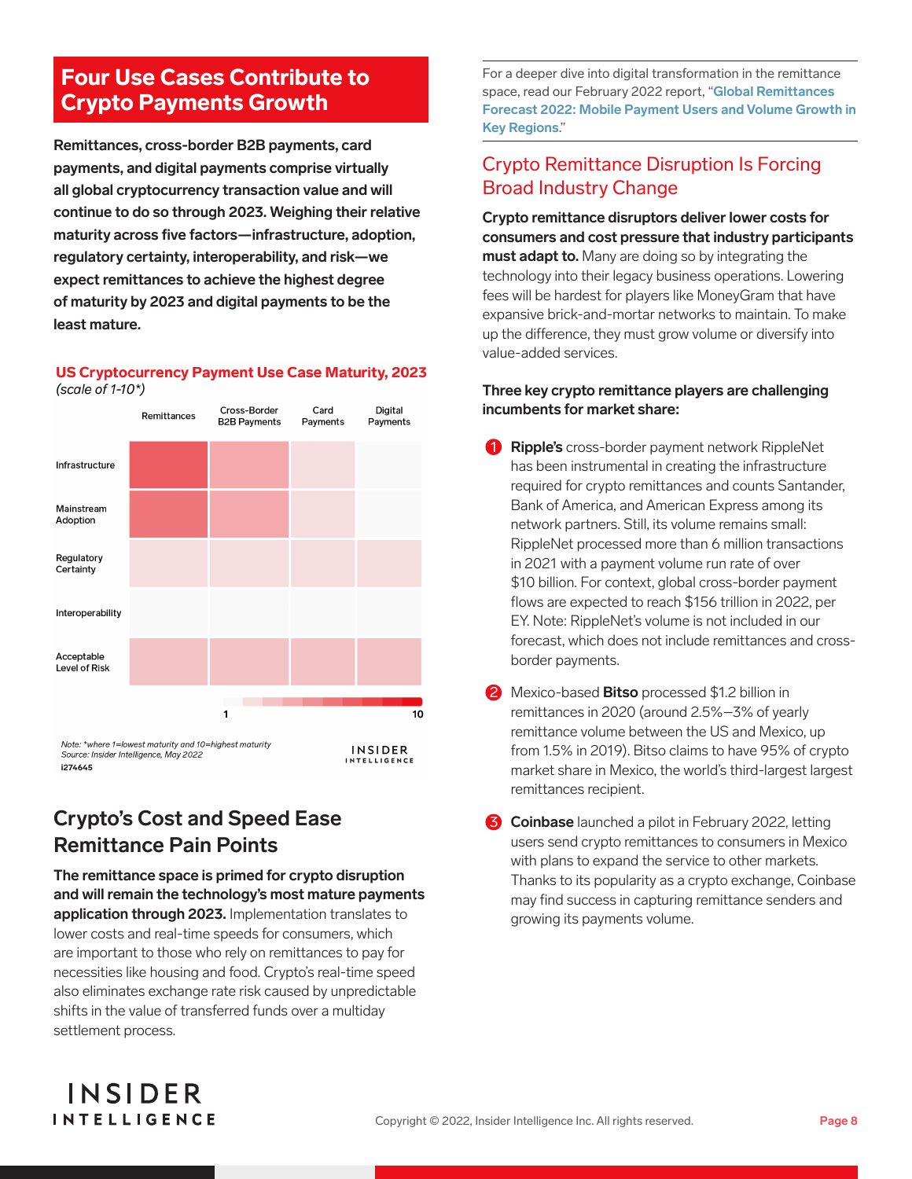## Four Use Cases Contribute to Crypto Payments Growth

**Remittances, cross-border B2B payments, card payments, and digital payments comprise virtually all global cryptocurrency transaction value and will continue to do so through 2023. Weighing their relative maturity across five factors—infrastructure, adoption, regulatory certainty, interoperability, and risk—we expect remittances to achieve the highest degree of maturity by 2023 and digital payments to be the least mature.**

**US Cryptocurrency Payment Use Case Maturity, 2023**
*(scale of 1-10\*)*

Remittances
Cross-Border B2B Payments
Card Payments
Digital Payments

Infrastructure
Mainstream Adoption
Regulatory Certainty
Interoperability
Acceptable Level of Risk

1
10

*Note: \*where 1=lowest maturity and 10=highest maturity*
*Source: Insider Intelligence, May 2022*
i274645

INSIDER INTELLIGENCE

## Crypto's Cost and Speed Ease Remittance Pain Points

**The remittance space is primed for crypto disruption and will remain the technology's most mature payments application through 2023.** Implementation translates to lower costs and real-time speeds for consumers, which are important to those who rely on remittances to pay for necessities like housing and food. Crypto's real-time speed also eliminates exchange rate risk caused by unpredictable shifts in the value of transferred funds over a multiday settlement process.

For a deeper dive into digital transformation in the remittance space, read our February 2022 report, "**Global Remittances Forecast 2022: Mobile Payment Users and Volume Growth in Key Regions**."

## Crypto Remittance Disruption Is Forcing Broad Industry Change

**Crypto remittance disruptors deliver lower costs for consumers and cost pressure that industry participants must adapt to.** Many are doing so by integrating the technology into their legacy business operations. Lowering fees will be hardest for players like MoneyGram that have expansive brick-and-mortar networks to maintain. To make up the difference, they must grow volume or diversify into value-added services.

**Three key crypto remittance players are challenging incumbents for market share:**

1. **Ripple's** cross-border payment network RippleNet has been instrumental in creating the infrastructure required for crypto remittances and counts Santander, Bank of America, and American Express among its network partners. Still, its volume remains small: RippleNet processed more than 6 million transactions in 2021 with a payment volume run rate of over $10 billion. For context, global cross-border payment flows are expected to reach $156 trillion in 2022, per EY. Note: RippleNet's volume is not included in our forecast, which does not include remittances and cross-border payments.

2. Mexico-based **Bitso** processed $1.2 billion in remittances in 2020 (around 2.5%–3% of yearly remittance volume between the US and Mexico, up from 1.5% in 2019). Bitso claims to have 95% of crypto market share in Mexico, the world's third-largest largest remittances recipient.

3. **Coinbase** launched a pilot in February 2022, letting users send crypto remittances to consumers in Mexico with plans to expand the service to other markets. Thanks to its popularity as a crypto exchange, Coinbase may find success in capturing remittance senders and growing its payments volume.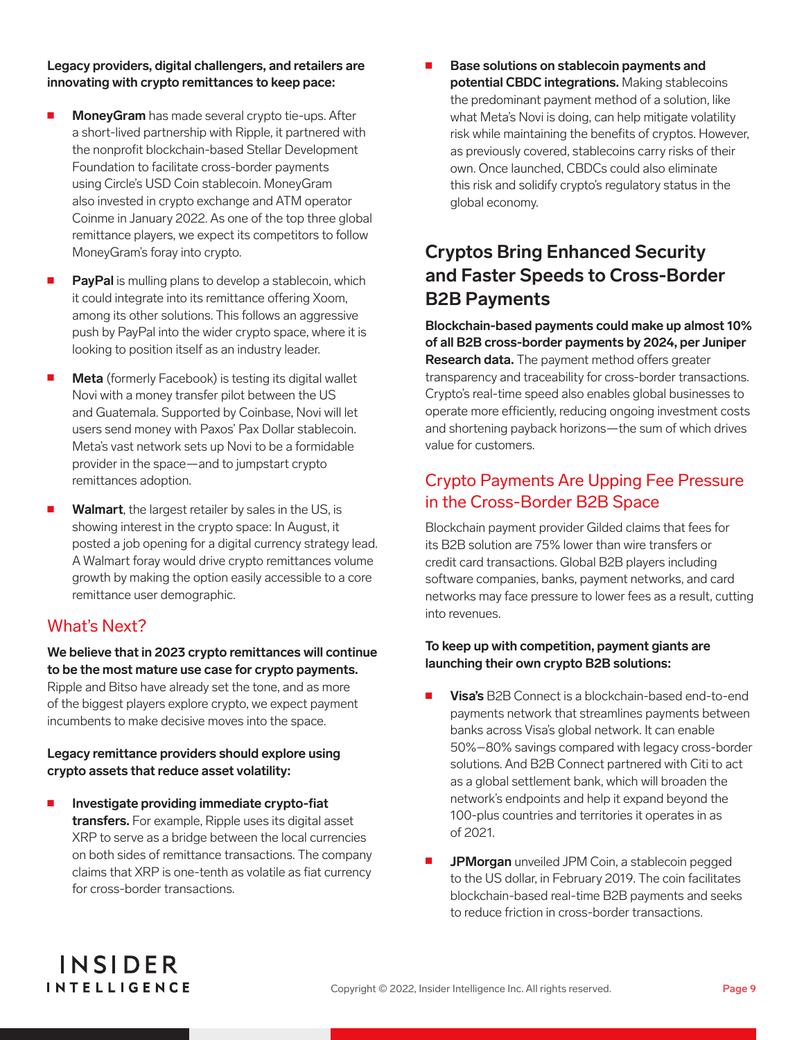**Legacy providers, digital challengers, and retailers are innovating with crypto remittances to keep pace:**

- **MoneyGram** has made several crypto tie-ups. After a short-lived partnership with Ripple, it partnered with the nonprofit blockchain-based Stellar Development Foundation to facilitate cross-border payments using Circle's USD Coin stablecoin. MoneyGram also invested in crypto exchange and ATM operator Coinme in January 2022. As one of the top three global remittance players, we expect its competitors to follow MoneyGram's foray into crypto.
- **PayPal** is mulling plans to develop a stablecoin, which it could integrate into its remittance offering Xoom, among its other solutions. This follows an aggressive push by PayPal into the wider crypto space, where it is looking to position itself as an industry leader.
- **Meta** (formerly Facebook) is testing its digital wallet Novi with a money transfer pilot between the US and Guatemala. Supported by Coinbase, Novi will let users send money with Paxos' Pax Dollar stablecoin. Meta's vast network sets up Novi to be a formidable provider in the space—and to jumpstart crypto remittances adoption.
- **Walmart**, the largest retailer by sales in the US, is showing interest in the crypto space: In August, it posted a job opening for a digital currency strategy lead. A Walmart foray would drive crypto remittances volume growth by making the option easily accessible to a core remittance user demographic.

## What's Next?

**We believe that in 2023 crypto remittances will continue to be the most mature use case for crypto payments.** Ripple and Bitso have already set the tone, and as more of the biggest players explore crypto, we expect payment incumbents to make decisive moves into the space.

**Legacy remittance providers should explore using crypto assets that reduce asset volatility:**

- **Investigate providing immediate crypto-fiat transfers.** For example, Ripple uses its digital asset XRP to serve as a bridge between the local currencies on both sides of remittance transactions. The company claims that XRP is one-tenth as volatile as fiat currency for cross-border transactions.
- **Base solutions on stablecoin payments and potential CBDC integrations.** Making stablecoins the predominant payment method of a solution, like what Meta's Novi is doing, can help mitigate volatility risk while maintaining the benefits of cryptos. However, as previously covered, stablecoins carry risks of their own. Once launched, CBDCs could also eliminate this risk and solidify crypto's regulatory status in the global economy.

# Cryptos Bring Enhanced Security and Faster Speeds to Cross-Border B2B Payments

**Blockchain-based payments could make up almost 10% of all B2B cross-border payments by 2024, per Juniper Research data.** The payment method offers greater transparency and traceability for cross-border transactions. Crypto's real-time speed also enables global businesses to operate more efficiently, reducing ongoing investment costs and shortening payback horizons—the sum of which drives value for customers.

## Crypto Payments Are Upping Fee Pressure in the Cross-Border B2B Space

Blockchain payment provider Gilded claims that fees for its B2B solution are 75% lower than wire transfers or credit card transactions. Global B2B players including software companies, banks, payment networks, and card networks may face pressure to lower fees as a result, cutting into revenues.

**To keep up with competition, payment giants are launching their own crypto B2B solutions:**

- **Visa's** B2B Connect is a blockchain-based end-to-end payments network that streamlines payments between banks across Visa's global network. It can enable 50%–80% savings compared with legacy cross-border solutions. And B2B Connect partnered with Citi to act as a global settlement bank, which will broaden the network's endpoints and help it expand beyond the 100-plus countries and territories it operates in as of 2021.
- **JPMorgan** unveiled JPM Coin, a stablecoin pegged to the US dollar, in February 2019. The coin facilitates blockchain-based real-time B2B payments and seeks to reduce friction in cross-border transactions.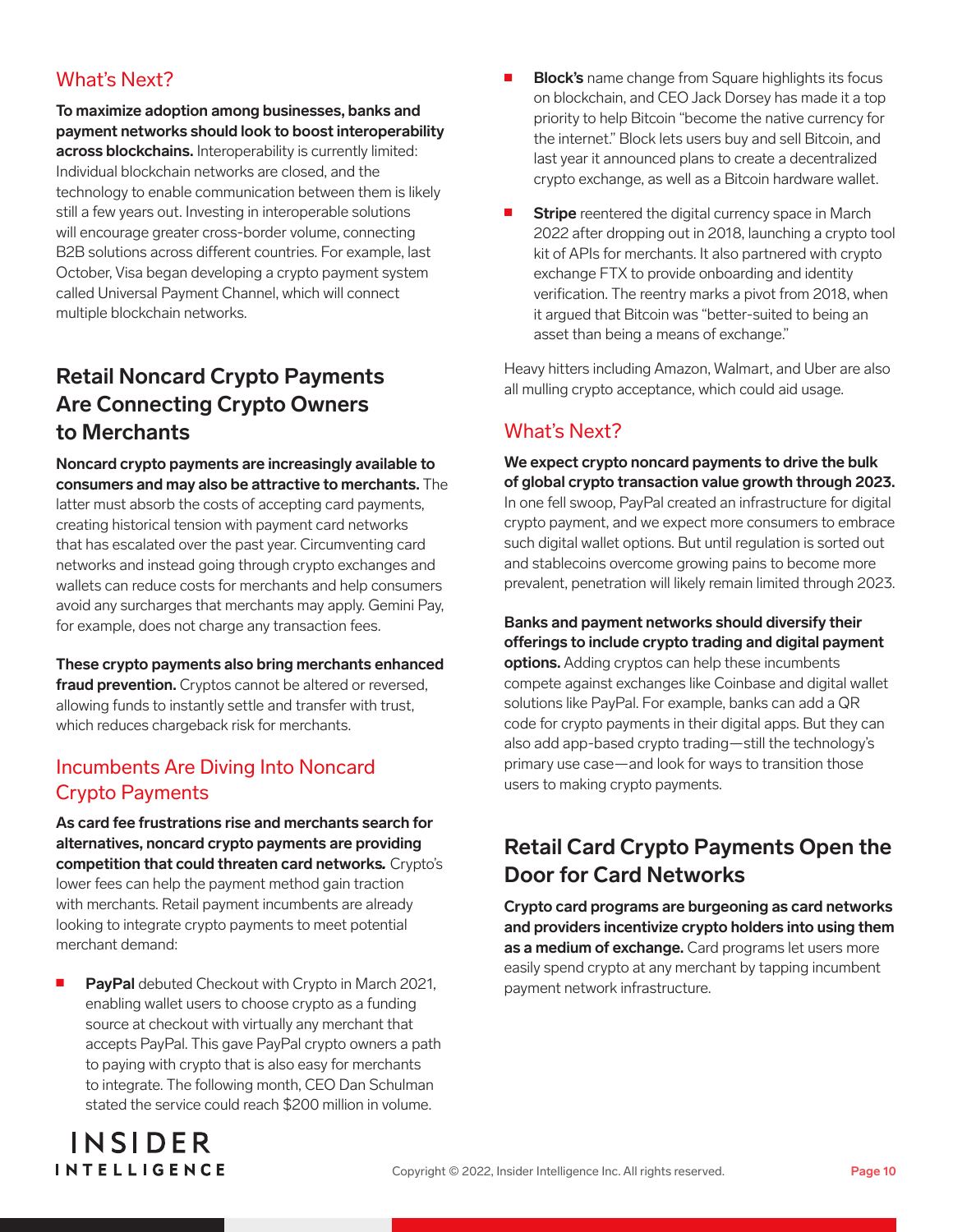### What's Next?

**To maximize adoption among businesses, banks and payment networks should look to boost interoperability across blockchains.** Interoperability is currently limited: Individual blockchain networks are closed, and the technology to enable communication between them is likely still a few years out. Investing in interoperable solutions will encourage greater cross-border volume, connecting B2B solutions across different countries. For example, last October, Visa began developing a crypto payment system called Universal Payment Channel, which will connect multiple blockchain networks.

## Retail Noncard Crypto Payments Are Connecting Crypto Owners to Merchants

**Noncard crypto payments are increasingly available to consumers and may also be attractive to merchants.** The latter must absorb the costs of accepting card payments, creating historical tension with payment card networks that has escalated over the past year. Circumventing card networks and instead going through crypto exchanges and wallets can reduce costs for merchants and help consumers avoid any surcharges that merchants may apply. Gemini Pay, for example, does not charge any transaction fees.

**These crypto payments also bring merchants enhanced fraud prevention.** Cryptos cannot be altered or reversed, allowing funds to instantly settle and transfer with trust, which reduces chargeback risk for merchants.

### Incumbents Are Diving Into Noncard Crypto Payments

**As card fee frustrations rise and merchants search for alternatives, noncard crypto payments are providing competition that could threaten card networks.** Crypto's lower fees can help the payment method gain traction with merchants. Retail payment incumbents are already looking to integrate crypto payments to meet potential merchant demand:

- **PayPal** debuted Checkout with Crypto in March 2021, enabling wallet users to choose crypto as a funding source at checkout with virtually any merchant that accepts PayPal. This gave PayPal crypto owners a path to paying with crypto that is also easy for merchants to integrate. The following month, CEO Dan Schulman stated the service could reach $200 million in volume.
- **Block's** name change from Square highlights its focus on blockchain, and CEO Jack Dorsey has made it a top priority to help Bitcoin "become the native currency for the internet." Block lets users buy and sell Bitcoin, and last year it announced plans to create a decentralized crypto exchange, as well as a Bitcoin hardware wallet.
- **Stripe** reentered the digital currency space in March 2022 after dropping out in 2018, launching a crypto tool kit of APIs for merchants. It also partnered with crypto exchange FTX to provide onboarding and identity verification. The reentry marks a pivot from 2018, when it argued that Bitcoin was "better-suited to being an asset than being a means of exchange."

Heavy hitters including Amazon, Walmart, and Uber are also all mulling crypto acceptance, which could aid usage.

### What's Next?

**We expect crypto noncard payments to drive the bulk of global crypto transaction value growth through 2023.** In one fell swoop, PayPal created an infrastructure for digital crypto payment, and we expect more consumers to embrace such digital wallet options. But until regulation is sorted out and stablecoins overcome growing pains to become more prevalent, penetration will likely remain limited through 2023.

**Banks and payment networks should diversify their offerings to include crypto trading and digital payment options.** Adding cryptos can help these incumbents compete against exchanges like Coinbase and digital wallet solutions like PayPal. For example, banks can add a QR code for crypto payments in their digital apps. But they can also add app-based crypto trading—still the technology's primary use case—and look for ways to transition those users to making crypto payments.

## Retail Card Crypto Payments Open the Door for Card Networks

**Crypto card programs are burgeoning as card networks and providers incentivize crypto holders into using them as a medium of exchange.** Card programs let users more easily spend crypto at any merchant by tapping incumbent payment network infrastructure.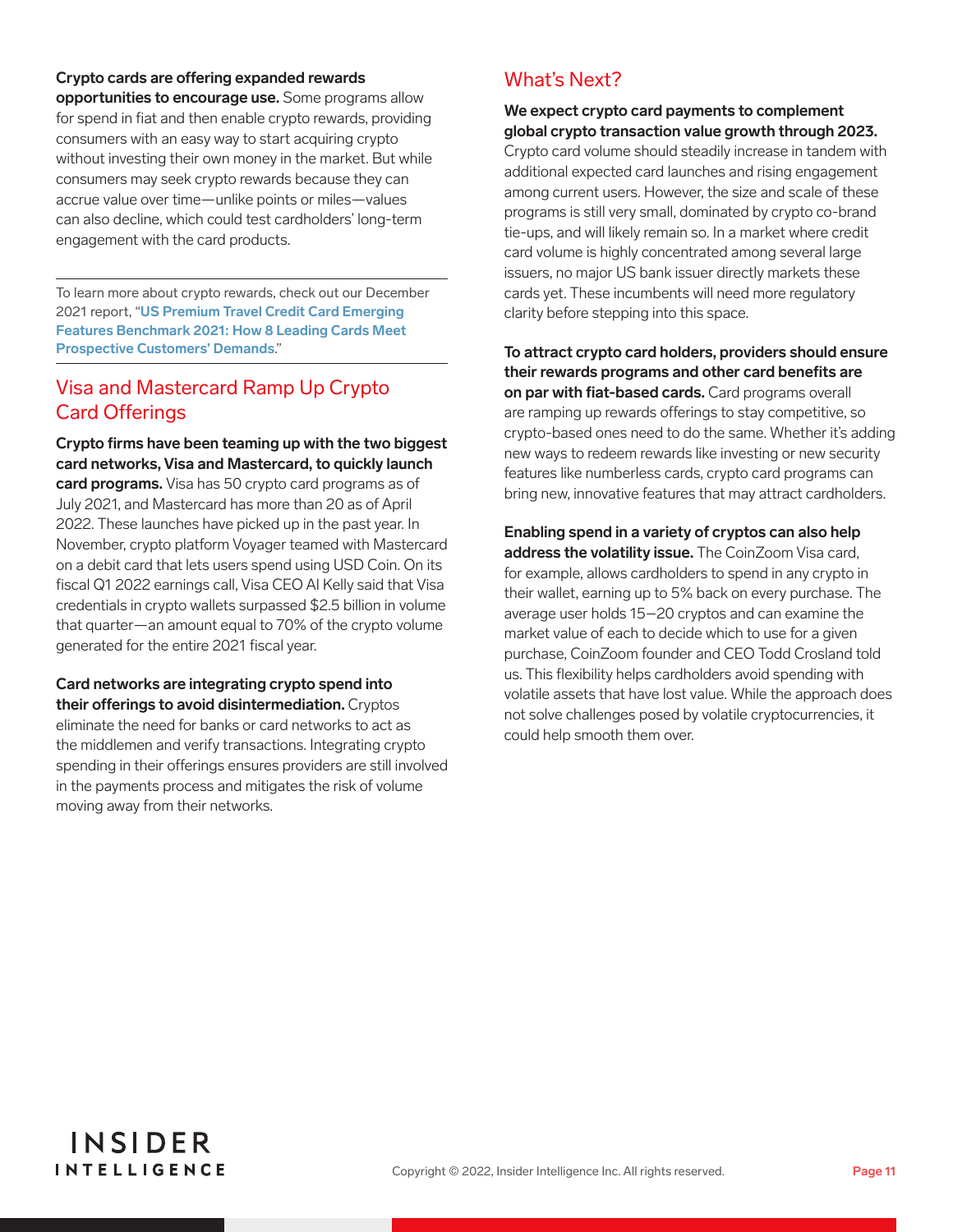**Crypto cards are offering expanded rewards opportunities to encourage use.** Some programs allow for spend in fiat and then enable crypto rewards, providing consumers with an easy way to start acquiring crypto without investing their own money in the market. But while consumers may seek crypto rewards because they can accrue value over time—unlike points or miles—values can also decline, which could test cardholders' long-term engagement with the card products.

---

To learn more about crypto rewards, check out our December 2021 report, "**US Premium Travel Credit Card Emerging Features Benchmark 2021: How 8 Leading Cards Meet Prospective Customers' Demands**."

---

## Visa and Mastercard Ramp Up Crypto Card Offerings

**Crypto firms have been teaming up with the two biggest card networks, Visa and Mastercard, to quickly launch card programs.** Visa has 50 crypto card programs as of July 2021, and Mastercard has more than 20 as of April 2022. These launches have picked up in the past year. In November, crypto platform Voyager teamed with Mastercard on a debit card that lets users spend using USD Coin. On its fiscal Q1 2022 earnings call, Visa CEO Al Kelly said that Visa credentials in crypto wallets surpassed $2.5 billion in volume that quarter—an amount equal to 70% of the crypto volume generated for the entire 2021 fiscal year.

**Card networks are integrating crypto spend into their offerings to avoid disintermediation.** Cryptos eliminate the need for banks or card networks to act as the middlemen and verify transactions. Integrating crypto spending in their offerings ensures providers are still involved in the payments process and mitigates the risk of volume moving away from their networks.

## What's Next?

**We expect crypto card payments to complement global crypto transaction value growth through 2023.** Crypto card volume should steadily increase in tandem with additional expected card launches and rising engagement among current users. However, the size and scale of these programs is still very small, dominated by crypto co-brand tie-ups, and will likely remain so. In a market where credit card volume is highly concentrated among several large issuers, no major US bank issuer directly markets these cards yet. These incumbents will need more regulatory clarity before stepping into this space.

**To attract crypto card holders, providers should ensure their rewards programs and other card benefits are on par with fiat-based cards.** Card programs overall are ramping up rewards offerings to stay competitive, so crypto-based ones need to do the same. Whether it's adding new ways to redeem rewards like investing or new security features like numberless cards, crypto card programs can bring new, innovative features that may attract cardholders.

**Enabling spend in a variety of cryptos can also help address the volatility issue.** The CoinZoom Visa card, for example, allows cardholders to spend in any crypto in their wallet, earning up to 5% back on every purchase. The average user holds 15—20 cryptos and can examine the market value of each to decide which to use for a given purchase, CoinZoom founder and CEO Todd Crosland told us. This flexibility helps cardholders avoid spending with volatile assets that have lost value. While the approach does not solve challenges posed by volatile cryptocurrencies, it could help smooth them over.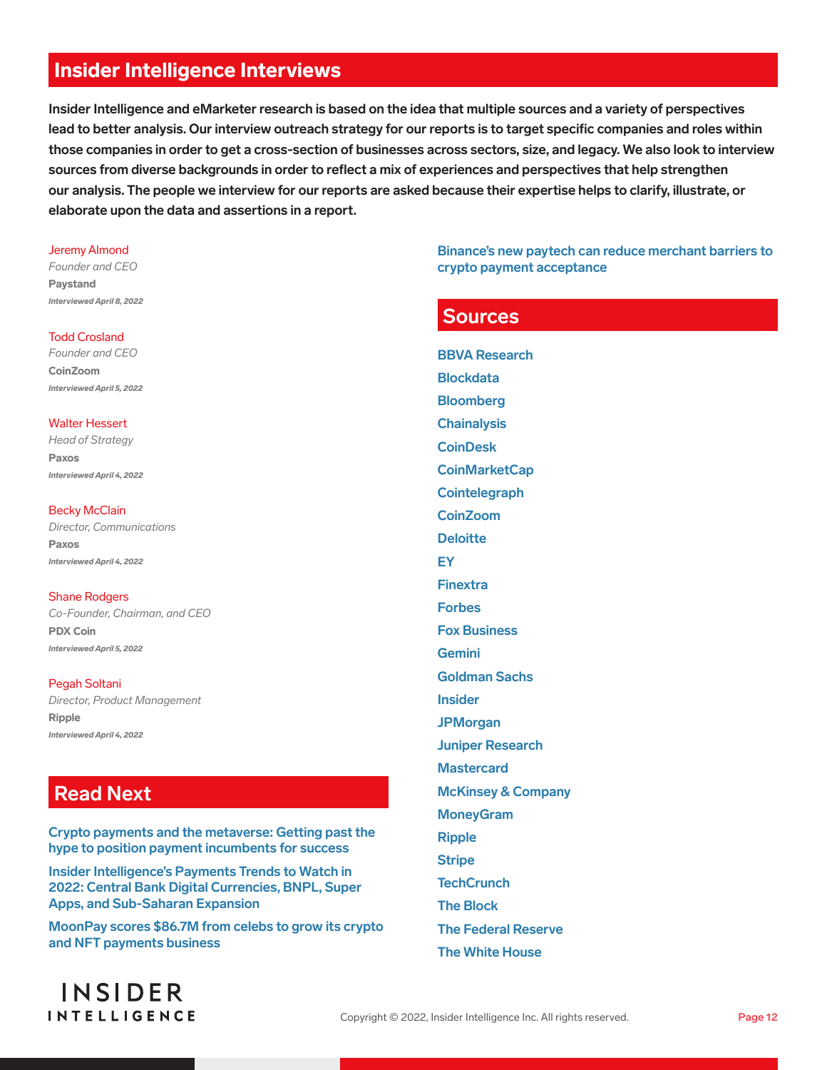## Insider Intelligence Interviews

**Insider Intelligence and eMarketer research is based on the idea that multiple sources and a variety of perspectives lead to better analysis. Our interview outreach strategy for our reports is to target specific companies and roles within those companies in order to get a cross-section of businesses across sectors, size, and legacy. We also look to interview sources from diverse backgrounds in order to reflect a mix of experiences and perspectives that help strengthen our analysis. The people we interview for our reports are asked because their expertise helps to clarify, illustrate, or elaborate upon the data and assertions in a report.**

Jeremy Almond
*Founder and CEO*
**Paystand**
***Interviewed April 8, 2022***

Todd Crosland
*Founder and CEO*
**CoinZoom**
***Interviewed April 5, 2022***

Walter Hessert
*Head of Strategy*
**Paxos**
***Interviewed April 4, 2022***

Becky McClain
*Director, Communications*
**Paxos**
***Interviewed April 4, 2022***

Shane Rodgers
*Co-Founder, Chairman, and CEO*
**PDX Coin**
***Interviewed April 5, 2022***

Pegah Soltani
*Director, Product Management*
**Ripple**
***Interviewed April 4, 2022***

## Read Next

**Crypto payments and the metaverse: Getting past the hype to position payment incumbents for success**

**Insider Intelligence's Payments Trends to Watch in 2022: Central Bank Digital Currencies, BNPL, Super Apps, and Sub-Saharan Expansion**

**MoonPay scores $86.7M from celebs to grow its crypto and NFT payments business**

**Binance's new paytech can reduce merchant barriers to crypto payment acceptance**

## Sources

**BBVA Research**
**Blockdata**
**Bloomberg**
**Chainalysis**
**CoinDesk**
**CoinMarketCap**
**Cointelegraph**
**CoinZoom**
**Deloitte**
**EY**
**Finextra**
**Forbes**
**Fox Business**
**Gemini**
**Goldman Sachs**
**Insider**
**JPMorgan**
**Juniper Research**
**Mastercard**
**McKinsey & Company**
**MoneyGram**
**Ripple**
**Stripe**
**TechCrunch**
**The Block**
**The Federal Reserve**
**The White House**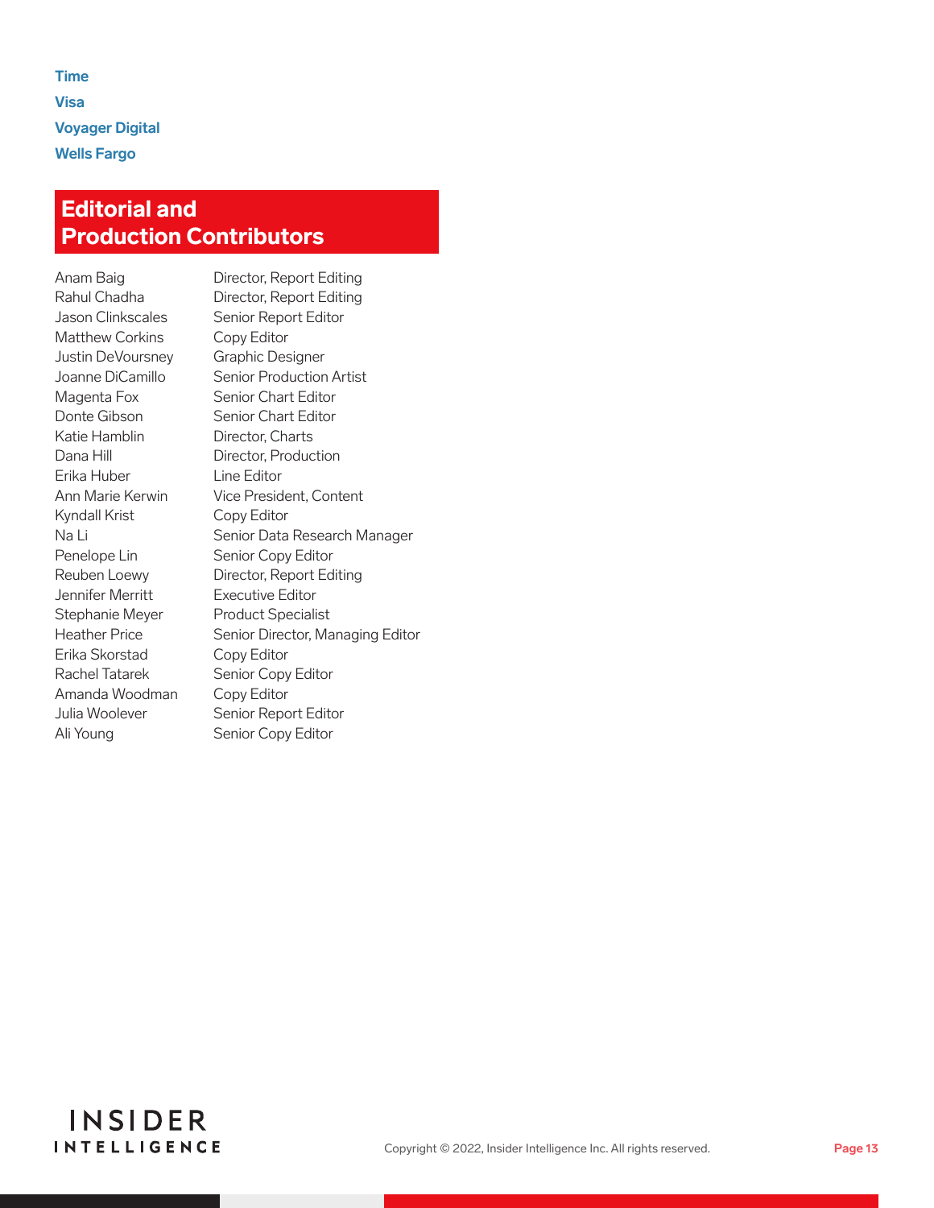**Time**

**Visa**

**Voyager Digital**

**Wells Fargo**

## Editorial and Production Contributors

| | |
|---|---|
| Anam Baig | Director, Report Editing |
| Rahul Chadha | Director, Report Editing |
| Jason Clinkscales | Senior Report Editor |
| Matthew Corkins | Copy Editor |
| Justin DeVoursney | Graphic Designer |
| Joanne DiCamillo | Senior Production Artist |
| Magenta Fox | Senior Chart Editor |
| Donte Gibson | Senior Chart Editor |
| Katie Hamblin | Director, Charts |
| Dana Hill | Director, Production |
| Erika Huber | Line Editor |
| Ann Marie Kerwin | Vice President, Content |
| Kyndall Krist | Copy Editor |
| Na Li | Senior Data Research Manager |
| Penelope Lin | Senior Copy Editor |
| Reuben Loewy | Director, Report Editing |
| Jennifer Merritt | Executive Editor |
| Stephanie Meyer | Product Specialist |
| Heather Price | Senior Director, Managing Editor |
| Erika Skorstad | Copy Editor |
| Rachel Tatarek | Senior Copy Editor |
| Amanda Woodman | Copy Editor |
| Julia Woolever | Senior Report Editor |
| Ali Young | Senior Copy Editor |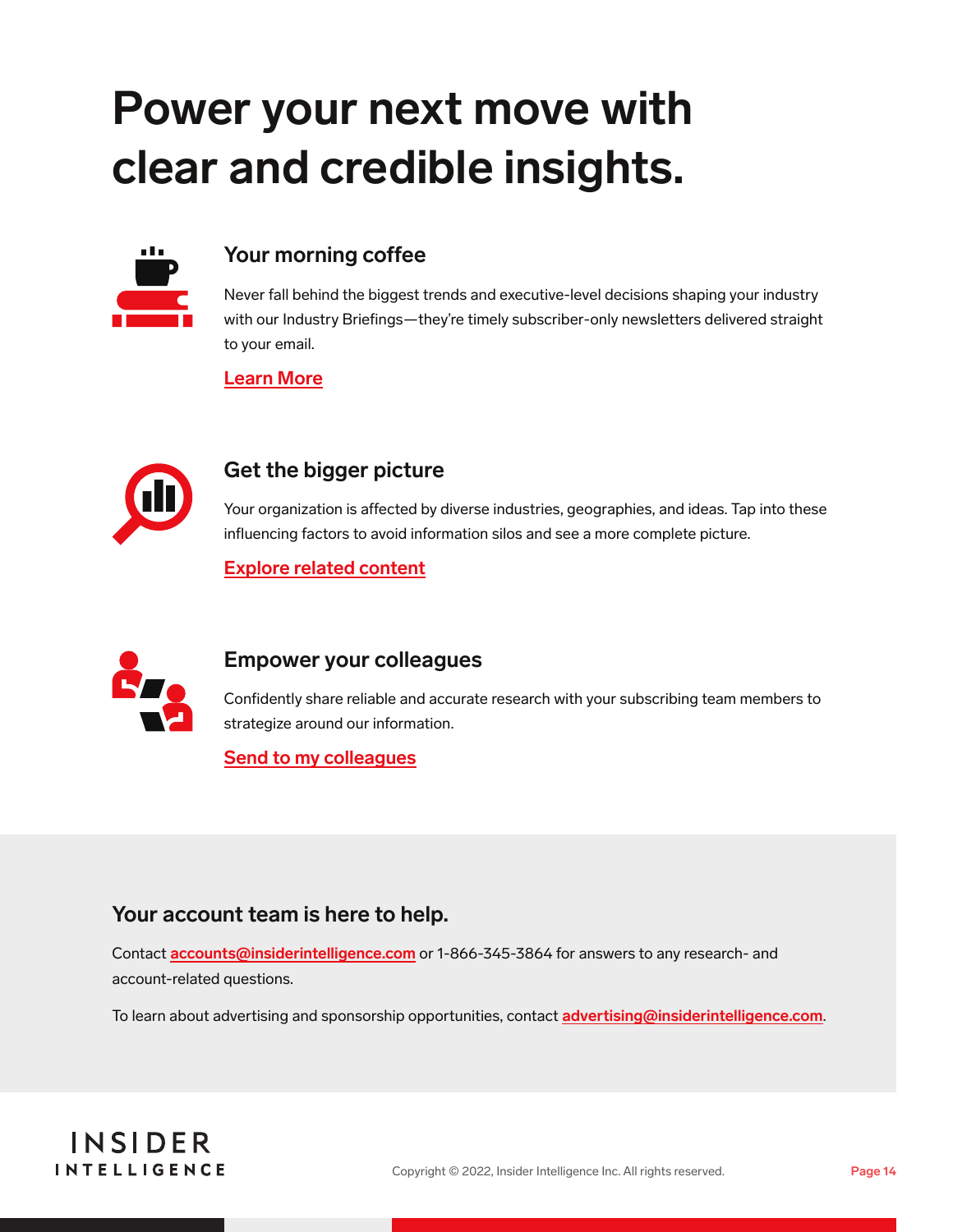# Power your next move with clear and credible insights.

## Your morning coffee

Never fall behind the biggest trends and executive-level decisions shaping your industry with our Industry Briefings—they're timely subscriber-only newsletters delivered straight to your email.

Learn More

## Get the bigger picture

Your organization is affected by diverse industries, geographies, and ideas. Tap into these influencing factors to avoid information silos and see a more complete picture.

Explore related content

## Empower your colleagues

Confidently share reliable and accurate research with your subscribing team members to strategize around our information.

Send to my colleagues

## Your account team is here to help.

Contact accounts@insiderintelligence.com or 1-866-345-3864 for answers to any research- and account-related questions.

To learn about advertising and sponsorship opportunities, contact advertising@insiderintelligence.com.

INSIDER INTELLIGENCE

Copyright © 2022, Insider Intelligence Inc. All rights reserved.